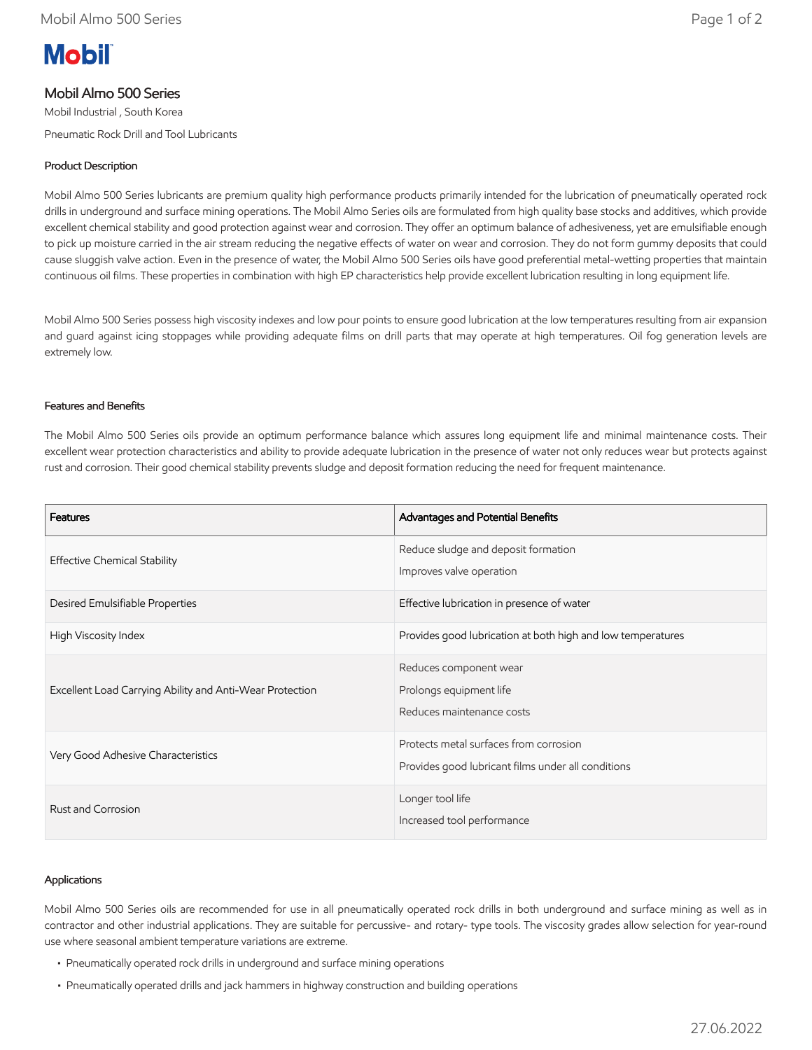# Mobil Almo 500 Series

Mobil Industrial , South Korea

Pneumatic Rock Drill and Tool Lubricants

## Product Description

Mobil Almo 500 Series lubricants are premium quality high performance products primarily intended for the lubrication of pneumatically operated rock drills in underground and surface mining operations. The Mobil Almo Series oils are formulated from high quality base stocks and additives, which provide excellent chemical stability and good protection against wear and corrosion. They offer an optimum balance of adhesiveness, yet are emulsifiable enough to pick up moisture carried in the air stream reducing the negative effects of water on wear and corrosion. They do not form gummy deposits that could cause sluggish valve action. Even in the presence of water, the Mobil Almo 500 Series oils have good preferential metal-wetting properties that maintain continuous oil films. These properties in combination with high EP characteristics help provide excellent lubrication resulting in long equipment life.

Mobil Almo 500 Series possess high viscosity indexes and low pour points to ensure good lubrication at the low temperatures resulting from air expansion and guard against icing stoppages while providing adequate films on drill parts that may operate at high temperatures. Oil fog generation levels are extremely low.

## Features and Benefits

The Mobil Almo 500 Series oils provide an optimum performance balance which assures long equipment life and minimal maintenance costs. Their excellent wear protection characteristics and ability to provide adequate lubrication in the presence of water not only reduces wear but protects against rust and corrosion. Their good chemical stability prevents sludge and deposit formation reducing the need for frequent maintenance.

| Features | Advantages and Potential Benefits |
|---|---|
| Effective Chemical Stability | Reduce sludge and deposit formation<br>Improves valve operation |
| Desired Emulsifiable Properties | Effective lubrication in presence of water |
| High Viscosity Index | Provides good lubrication at both high and low temperatures |
| Excellent Load Carrying Ability and Anti-Wear Protection | Reduces component wear<br>Prolongs equipment life<br>Reduces maintenance costs |
| Very Good Adhesive Characteristics | Protects metal surfaces from corrosion<br>Provides good lubricant films under all conditions |
| Rust and Corrosion | Longer tool life<br>Increased tool performance |

## Applications

Mobil Almo 500 Series oils are recommended for use in all pneumatically operated rock drills in both underground and surface mining as well as in contractor and other industrial applications. They are suitable for percussive- and rotary- type tools. The viscosity grades allow selection for year-round use where seasonal ambient temperature variations are extreme.

- Pneumatically operated rock drills in underground and surface mining operations
- Pneumatically operated drills and jack hammers in highway construction and building operations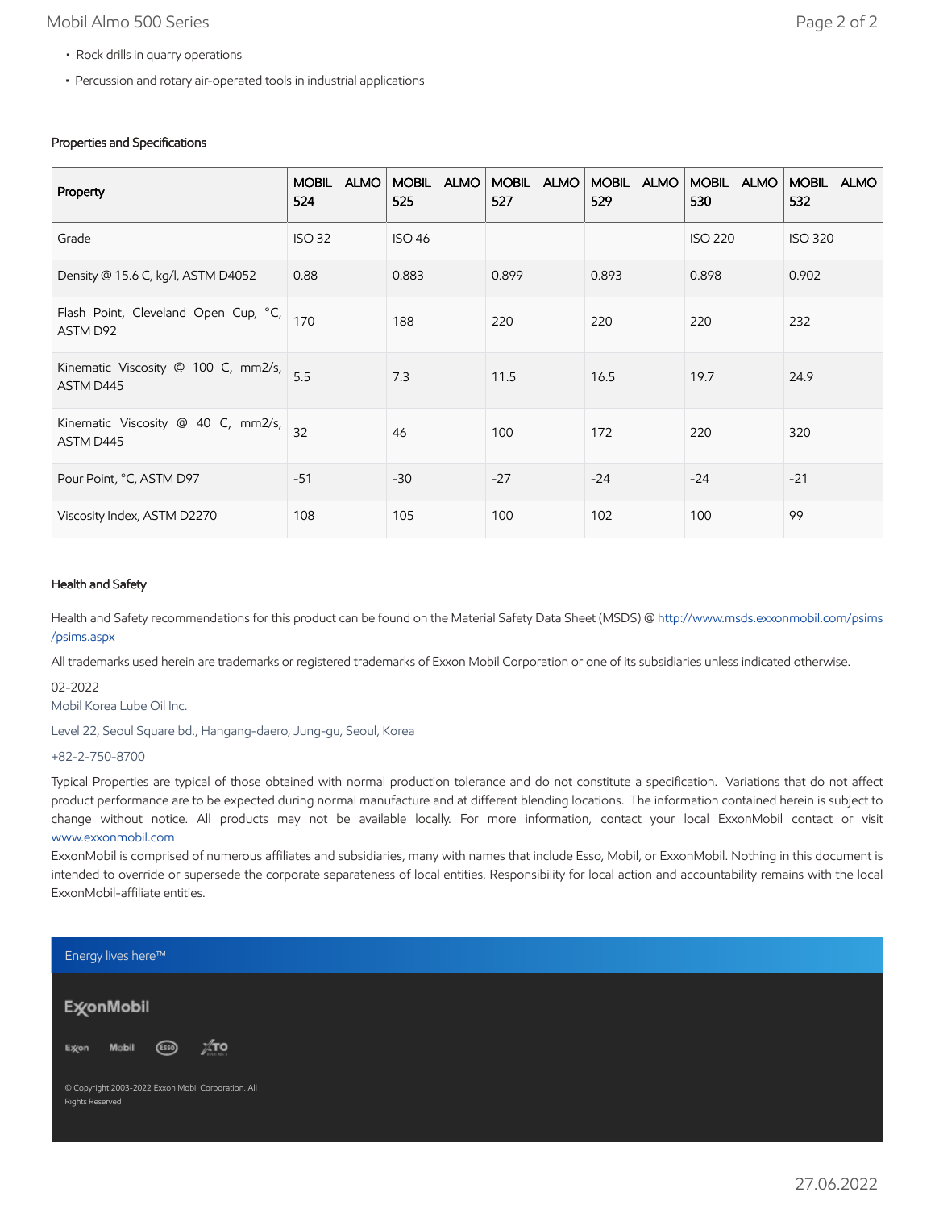- Rock drills in quarry operations
- Percussion and rotary air-operated tools in industrial applications

### Properties and Specifications

| Property | MOBIL ALMO 524 | MOBIL ALMO 525 | MOBIL ALMO 527 | MOBIL ALMO 529 | MOBIL ALMO 530 | MOBIL ALMO 532 |
|---|---|---|---|---|---|---|
| Grade | ISO 32 | ISO 46 | | | ISO 220 | ISO 320 |
| Density @ 15.6 C, kg/l, ASTM D4052 | 0.88 | 0.883 | 0.899 | 0.893 | 0.898 | 0.902 |
| Flash Point, Cleveland Open Cup, °C, ASTM D92 | 170 | 188 | 220 | 220 | 220 | 232 |
| Kinematic Viscosity @ 100 C, mm2/s, ASTM D445 | 5.5 | 7.3 | 11.5 | 16.5 | 19.7 | 24.9 |
| Kinematic Viscosity @ 40 C, mm2/s, ASTM D445 | 32 | 46 | 100 | 172 | 220 | 320 |
| Pour Point, °C, ASTM D97 | -51 | -30 | -27 | -24 | -24 | -21 |
| Viscosity Index, ASTM D2270 | 108 | 105 | 100 | 102 | 100 | 99 |

### Health and Safety

Health and Safety recommendations for this product can be found on the Material Safety Data Sheet (MSDS) @ http://www.msds.exxonmobil.com/psims/psims.aspx

All trademarks used herein are trademarks or registered trademarks of Exxon Mobil Corporation or one of its subsidiaries unless indicated otherwise.

02-2022

Mobil Korea Lube Oil Inc.

Level 22, Seoul Square bd., Hangang-daero, Jung-gu, Seoul, Korea

+82-2-750-8700

Typical Properties are typical of those obtained with normal production tolerance and do not constitute a specification. Variations that do not affect product performance are to be expected during normal manufacture and at different blending locations. The information contained herein is subject to change without notice. All products may not be available locally. For more information, contact your local ExxonMobil contact or visit www.exxonmobil.com

ExxonMobil is comprised of numerous affiliates and subsidiaries, many with names that include Esso, Mobil, or ExxonMobil. Nothing in this document is intended to override or supersede the corporate separateness of local entities. Responsibility for local action and accountability remains with the local ExxonMobil-affiliate entities.

Energy lives here™

ExxonMobil

Exxon Mobil Esso XTO

© Copyright 2003-2022 Exxon Mobil Corporation. All Rights Reserved

27.06.2022